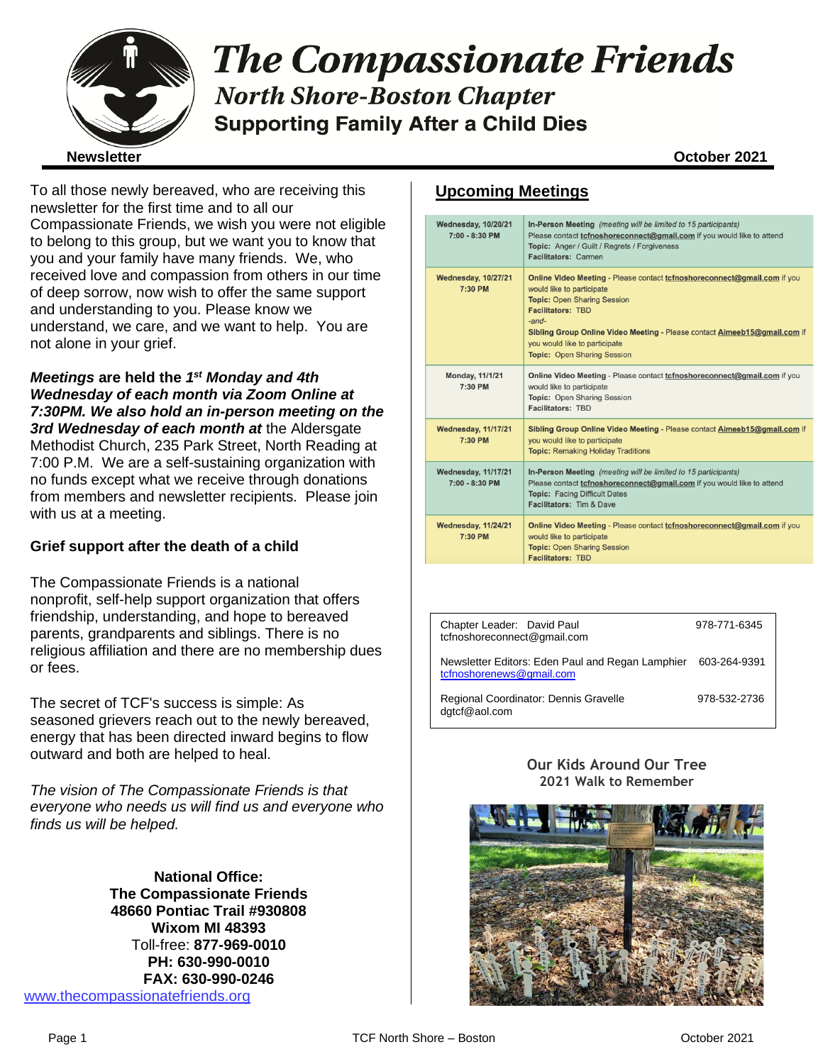# The Compassionate Friends

## North Shore-Boston Chapter

### Supporting Family After a Child Dies

**Newsletter** **October 2021**

To all those newly bereaved, who are receiving this newsletter for the first time and to all our Compassionate Friends, we wish you were not eligible to belong to this group, but we want you to know that you and your family have many friends. We, who received love and compassion from others in our time of deep sorrow, now wish to offer the same support and understanding to you. Please know we understand, we care, and we want to help. You are not alone in your grief.

***Meetings* are held the *1st Monday and 4th Wednesday of each month via Zoom Online at 7:30PM. We also hold an in-person meeting on the 3rd Wednesday of each month at*** the Aldersgate Methodist Church, 235 Park Street, North Reading at 7:00 P.M. We are a self-sustaining organization with no funds except what we receive through donations from members and newsletter recipients. Please join with us at a meeting.

**Grief support after the death of a child**

The Compassionate Friends is a national nonprofit, self-help support organization that offers friendship, understanding, and hope to bereaved parents, grandparents and siblings. There is no religious affiliation and there are no membership dues or fees.

The secret of TCF's success is simple: As seasoned grievers reach out to the newly bereaved, energy that has been directed inward begins to flow outward and both are helped to heal.

*The vision of The Compassionate Friends is that everyone who needs us will find us and everyone who finds us will be helped.*

**National Office:**
**The Compassionate Friends**
**48660 Pontiac Trail #930808**
**Wixom MI 48393**
Toll-free: **877-969-0010**
**PH: 630-990-0010**
**FAX: 630-990-0246**
www.thecompassionatefriends.org

## Upcoming Meetings

| Date / Time | Meeting |
|---|---|
| **Wednesday, 10/20/21 7:00 - 8:30 PM** | **In-Person Meeting** *(meeting will be limited to 15 participants)* Please contact **tcfnoshoreconnect@gmail.com** if you would like to attend **Topic:** Anger / Guilt / Regrets / Forgiveness **Facilitators:** Carmen |
| **Wednesday, 10/27/21 7:30 PM** | **Online Video Meeting** - Please contact **tcfnoshoreconnect@gmail.com** if you would like to participate **Topic:** Open Sharing Session **Facilitators:** TBD *-and-* **Sibling Group Online Video Meeting** - Please contact **Aimeeb15@gmail.com** if you would like to participate **Topic:** Open Sharing Session |
| **Monday, 11/1/21 7:30 PM** | **Online Video Meeting** - Please contact **tcfnoshoreconnect@gmail.com** if you would like to participate **Topic:** Open Sharing Session **Facilitators:** TBD |
| **Wednesday, 11/17/21 7:30 PM** | **Sibling Group Online Video Meeting** - Please contact **Aimeeb15@gmail.com** if you would like to participate **Topic:** Remaking Holiday Traditions |
| **Wednesday, 11/17/21 7:00 - 8:30 PM** | **In-Person Meeting** *(meeting will be limited to 15 participants)* Please contact **tcfnoshoreconnect@gmail.com** if you would like to attend **Topic:** Facing Difficult Dates **Facilitators:** Tim & Dave |
| **Wednesday, 11/24/21 7:30 PM** | **Online Video Meeting** - Please contact **tcfnoshoreconnect@gmail.com** if you would like to participate **Topic:** Open Sharing Session **Facilitators:** TBD |

| Contact | Phone |
|---|---|
| Chapter Leader: David Paul tcfnoshoreconnect@gmail.com | 978-771-6345 |
| Newsletter Editors: Eden Paul and Regan Lamphier tcfnoshorenews@gmail.com | 603-264-9391 |
| Regional Coordinator: Dennis Gravelle dgtcf@aol.com | 978-532-2736 |

**Our Kids Around Our Tree**
**2021 Walk to Remember**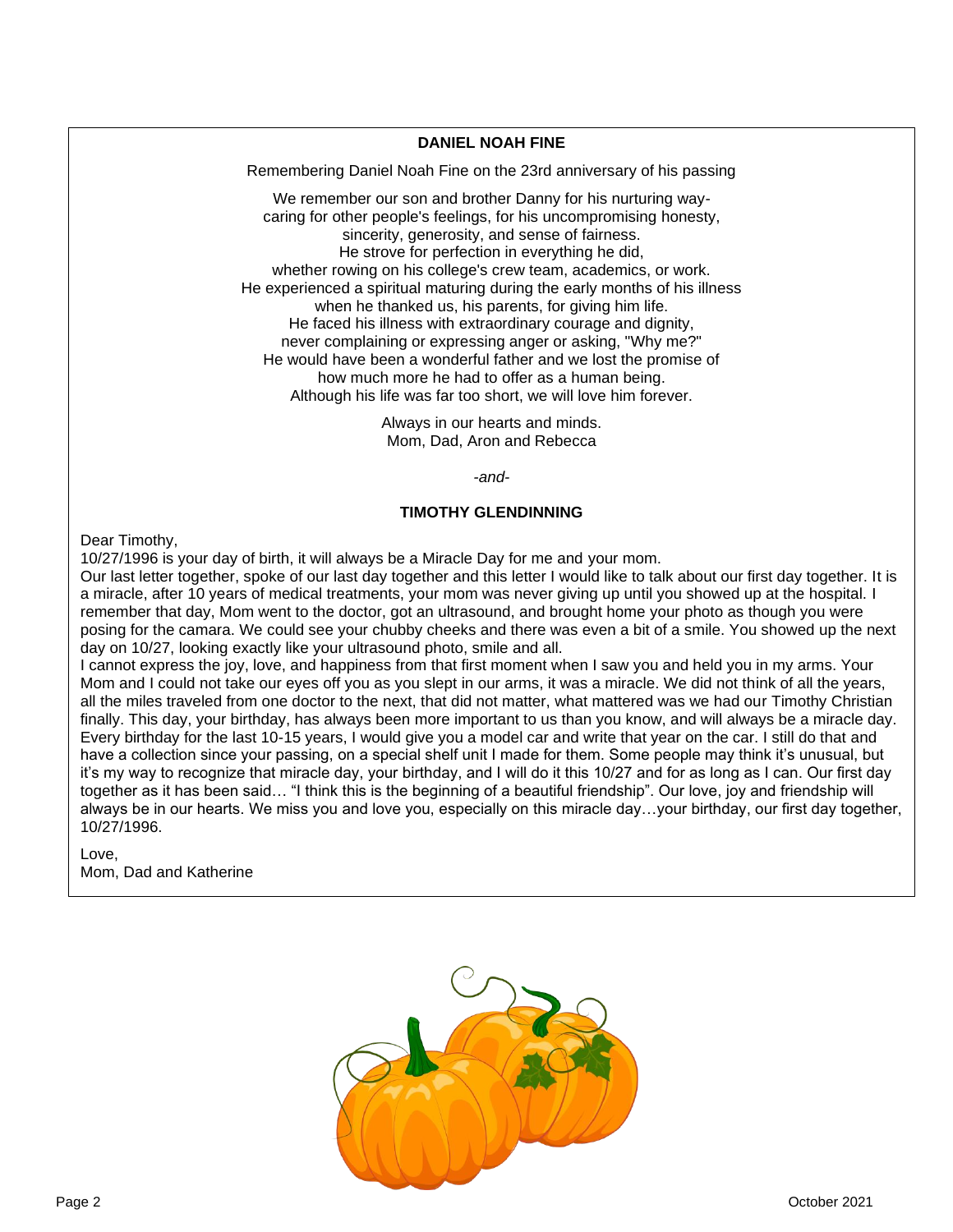**DANIEL NOAH FINE**

Remembering Daniel Noah Fine on the 23rd anniversary of his passing

We remember our son and brother Danny for his nurturing way-
caring for other people's feelings, for his uncompromising honesty,
sincerity, generosity, and sense of fairness.
He strove for perfection in everything he did,
whether rowing on his college's crew team, academics, or work.
He experienced a spiritual maturing during the early months of his illness
when he thanked us, his parents, for giving him life.
He faced his illness with extraordinary courage and dignity,
never complaining or expressing anger or asking, "Why me?"
He would have been a wonderful father and we lost the promise of
how much more he had to offer as a human being.
Although his life was far too short, we will love him forever.

Always in our hearts and minds.
Mom, Dad, Aron and Rebecca

*-and-*

**TIMOTHY GLENDINNING**

Dear Timothy,
10/27/1996 is your day of birth, it will always be a Miracle Day for me and your mom.
Our last letter together, spoke of our last day together and this letter I would like to talk about our first day together. It is a miracle, after 10 years of medical treatments, your mom was never giving up until you showed up at the hospital. I remember that day, Mom went to the doctor, got an ultrasound, and brought home your photo as though you were posing for the camara. We could see your chubby cheeks and there was even a bit of a smile. You showed up the next day on 10/27, looking exactly like your ultrasound photo, smile and all.
I cannot express the joy, love, and happiness from that first moment when I saw you and held you in my arms. Your Mom and I could not take our eyes off you as you slept in our arms, it was a miracle. We did not think of all the years, all the miles traveled from one doctor to the next, that did not matter, what mattered was we had our Timothy Christian finally. This day, your birthday, has always been more important to us than you know, and will always be a miracle day. Every birthday for the last 10-15 years, I would give you a model car and write that year on the car. I still do that and have a collection since your passing, on a special shelf unit I made for them. Some people may think it's unusual, but it's my way to recognize that miracle day, your birthday, and I will do it this 10/27 and for as long as I can. Our first day together as it has been said… "I think this is the beginning of a beautiful friendship". Our love, joy and friendship will always be in our hearts. We miss you and love you, especially on this miracle day…your birthday, our first day together, 10/27/1996.

Love,
Mom, Dad and Katherine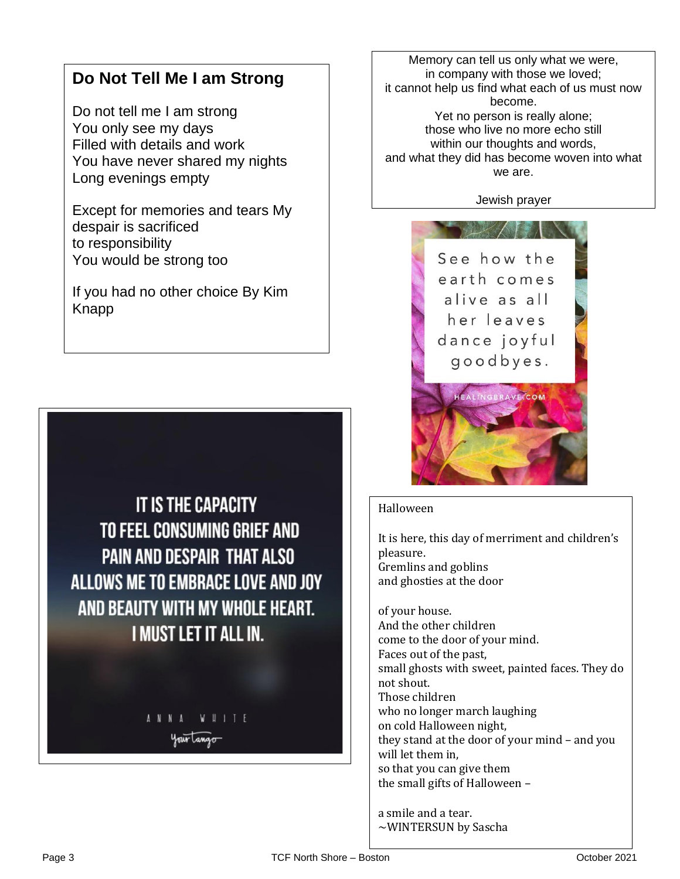## Do Not Tell Me I am Strong

Do not tell me I am strong
You only see my days
Filled with details and work
You have never shared my nights
Long evenings empty

Except for memories and tears My despair is sacrificed
to responsibility
You would be strong too

If you had no other choice By Kim Knapp

Memory can tell us only what we were,
in company with those we loved;
it cannot help us find what each of us must now become.
Yet no person is really alone;
those who live no more echo still
within our thoughts and words,
and what they did has become woven into what we are.

Jewish prayer

See how the earth comes alive as all her leaves dance joyful goodbyes.

HEALINGBRAVE.COM

IT IS THE CAPACITY TO FEEL CONSUMING GRIEF AND PAIN AND DESPAIR THAT ALSO ALLOWS ME TO EMBRACE LOVE AND JOY AND BEAUTY WITH MY WHOLE HEART. I MUST LET IT ALL IN.

ANNA WHITE

YourTango

Halloween

It is here, this day of merriment and children's pleasure.
Gremlins and goblins
and ghosties at the door

of your house.
And the other children
come to the door of your mind.
Faces out of the past,
small ghosts with sweet, painted faces. They do not shout.
Those children
who no longer march laughing
on cold Halloween night,
they stand at the door of your mind – and you will let them in,
so that you can give them
the small gifts of Halloween –

a smile and a tear.
~WINTERSUN by Sascha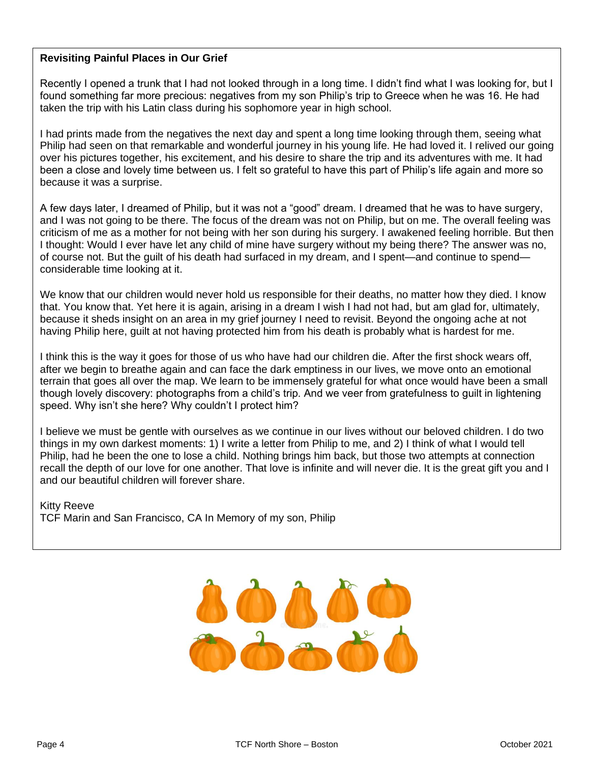**Revisiting Painful Places in Our Grief**

Recently I opened a trunk that I had not looked through in a long time. I didn't find what I was looking for, but I found something far more precious: negatives from my son Philip's trip to Greece when he was 16. He had taken the trip with his Latin class during his sophomore year in high school.

I had prints made from the negatives the next day and spent a long time looking through them, seeing what Philip had seen on that remarkable and wonderful journey in his young life. He had loved it. I relived our going over his pictures together, his excitement, and his desire to share the trip and its adventures with me. It had been a close and lovely time between us. I felt so grateful to have this part of Philip's life again and more so because it was a surprise.

A few days later, I dreamed of Philip, but it was not a "good" dream. I dreamed that he was to have surgery, and I was not going to be there. The focus of the dream was not on Philip, but on me. The overall feeling was criticism of me as a mother for not being with her son during his surgery. I awakened feeling horrible. But then I thought: Would I ever have let any child of mine have surgery without my being there? The answer was no, of course not. But the guilt of his death had surfaced in my dream, and I spent—and continue to spend—considerable time looking at it.

We know that our children would never hold us responsible for their deaths, no matter how they died. I know that. You know that. Yet here it is again, arising in a dream I wish I had not had, but am glad for, ultimately, because it sheds insight on an area in my grief journey I need to revisit. Beyond the ongoing ache at not having Philip here, guilt at not having protected him from his death is probably what is hardest for me.

I think this is the way it goes for those of us who have had our children die. After the first shock wears off, after we begin to breathe again and can face the dark emptiness in our lives, we move onto an emotional terrain that goes all over the map. We learn to be immensely grateful for what once would have been a small though lovely discovery: photographs from a child's trip. And we veer from gratefulness to guilt in lightening speed. Why isn't she here? Why couldn't I protect him?

I believe we must be gentle with ourselves as we continue in our lives without our beloved children. I do two things in my own darkest moments: 1) I write a letter from Philip to me, and 2) I think of what I would tell Philip, had he been the one to lose a child. Nothing brings him back, but those two attempts at connection recall the depth of our love for one another. That love is infinite and will never die. It is the great gift you and I and our beautiful children will forever share.

Kitty Reeve
TCF Marin and San Francisco, CA In Memory of my son, Philip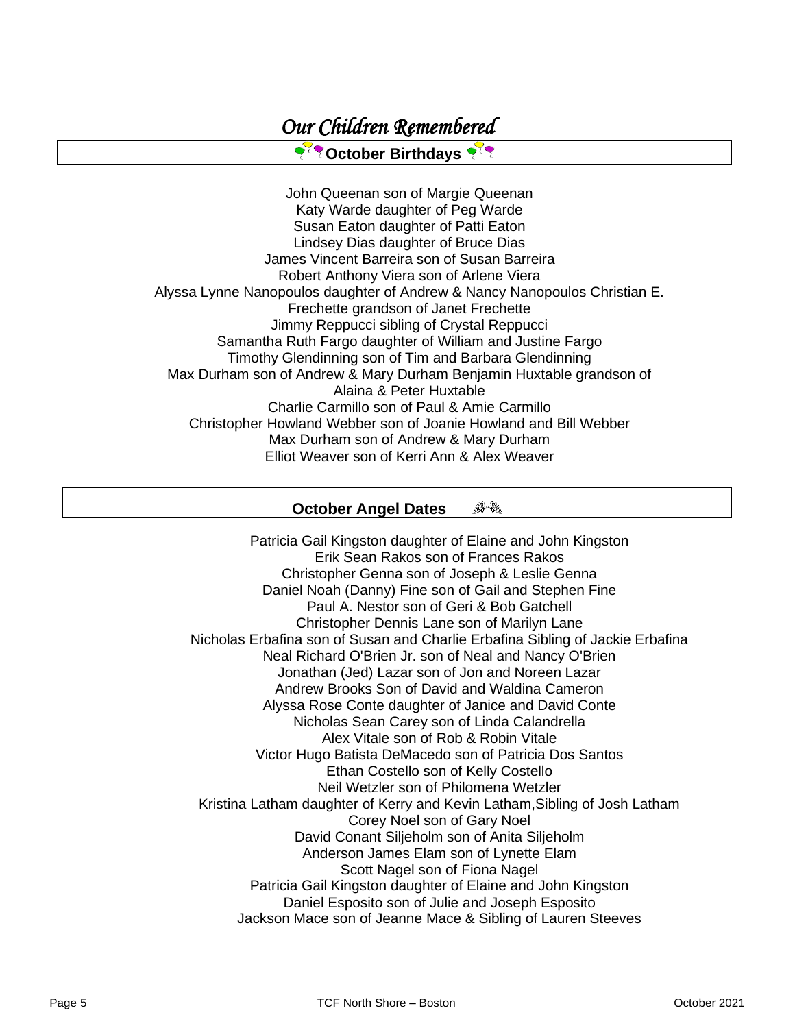# *Our Children Remembered*

## October Birthdays

John Queenan son of Margie Queenan
Katy Warde daughter of Peg Warde
Susan Eaton daughter of Patti Eaton
Lindsey Dias daughter of Bruce Dias
James Vincent Barreira son of Susan Barreira
Robert Anthony Viera son of Arlene Viera
Alyssa Lynne Nanopoulos daughter of Andrew & Nancy Nanopoulos Christian E. Frechette grandson of Janet Frechette
Jimmy Reppucci sibling of Crystal Reppucci
Samantha Ruth Fargo daughter of William and Justine Fargo
Timothy Glendinning son of Tim and Barbara Glendinning
Max Durham son of Andrew & Mary Durham Benjamin Huxtable grandson of Alaina & Peter Huxtable
Charlie Carmillo son of Paul & Amie Carmillo
Christopher Howland Webber son of Joanie Howland and Bill Webber
Max Durham son of Andrew & Mary Durham
Elliot Weaver son of Kerri Ann & Alex Weaver

## October Angel Dates

Patricia Gail Kingston daughter of Elaine and John Kingston
Erik Sean Rakos son of Frances Rakos
Christopher Genna son of Joseph & Leslie Genna
Daniel Noah (Danny) Fine son of Gail and Stephen Fine
Paul A. Nestor son of Geri & Bob Gatchell
Christopher Dennis Lane son of Marilyn Lane
Nicholas Erbafina son of Susan and Charlie Erbafina Sibling of Jackie Erbafina
Neal Richard O'Brien Jr. son of Neal and Nancy O'Brien
Jonathan (Jed) Lazar son of Jon and Noreen Lazar
Andrew Brooks Son of David and Waldina Cameron
Alyssa Rose Conte daughter of Janice and David Conte
Nicholas Sean Carey son of Linda Calandrella
Alex Vitale son of Rob & Robin Vitale
Victor Hugo Batista DeMacedo son of Patricia Dos Santos
Ethan Costello son of Kelly Costello
Neil Wetzler son of Philomena Wetzler
Kristina Latham daughter of Kerry and Kevin Latham,Sibling of Josh Latham
Corey Noel son of Gary Noel
David Conant Siljeholm son of Anita Siljeholm
Anderson James Elam son of Lynette Elam
Scott Nagel son of Fiona Nagel
Patricia Gail Kingston daughter of Elaine and John Kingston
Daniel Esposito son of Julie and Joseph Esposito
Jackson Mace son of Jeanne Mace & Sibling of Lauren Steeves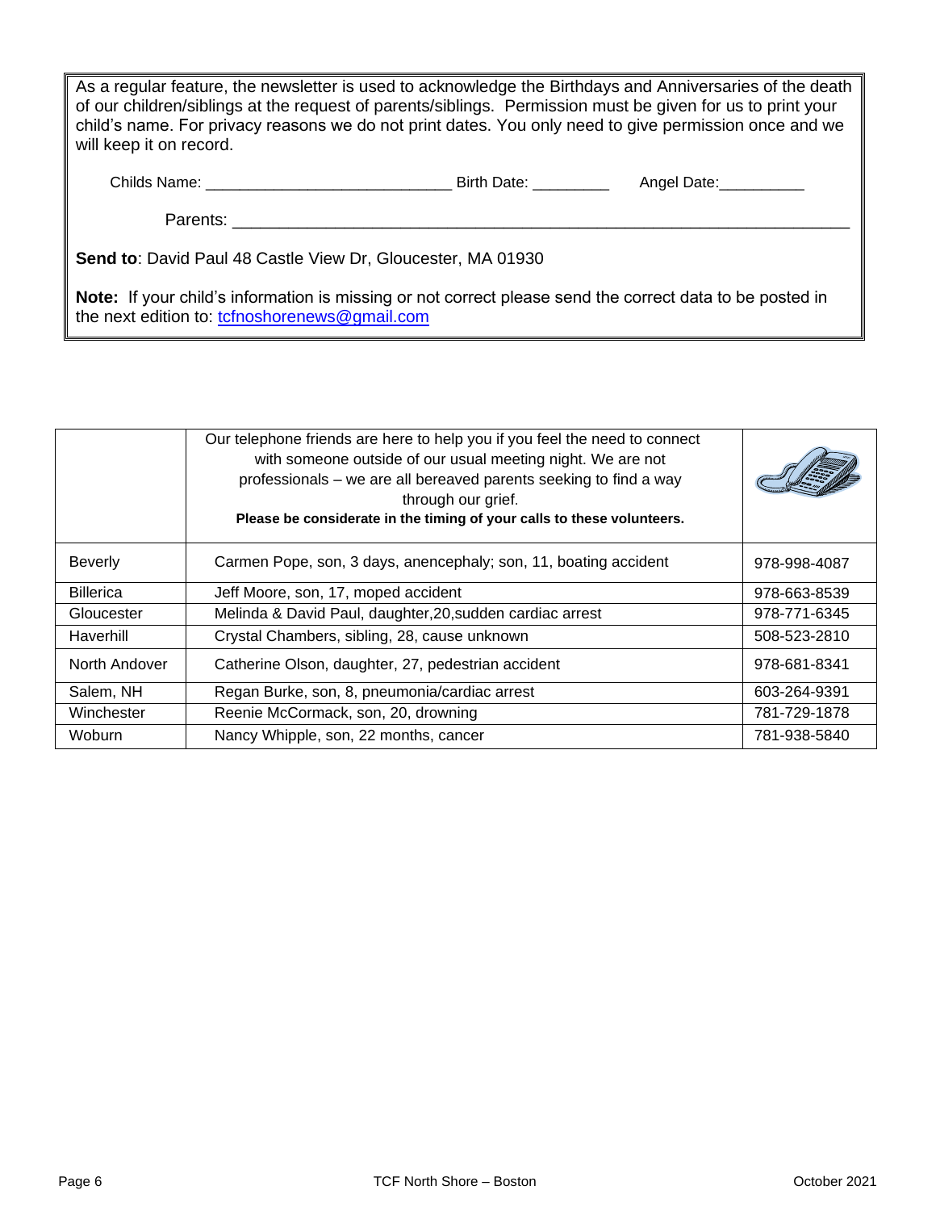As a regular feature, the newsletter is used to acknowledge the Birthdays and Anniversaries of the death of our children/siblings at the request of parents/siblings. Permission must be given for us to print your child's name. For privacy reasons we do not print dates. You only need to give permission once and we will keep it on record.

Childs Name: ____________________________ Birth Date: _________ Angel Date:__________

Parents: ______________________________________________________________________

**Send to**: David Paul 48 Castle View Dr, Gloucester, MA 01930

**Note:** If your child's information is missing or not correct please send the correct data to be posted in the next edition to: tcfnoshorenews@gmail.com

| | Our telephone friends are here to help you if you feel the need to connect with someone outside of our usual meeting night. We are not professionals – we are all bereaved parents seeking to find a way through our grief. **Please be considerate in the timing of your calls to these volunteers.** | |
|---|---|---|
| Beverly | Carmen Pope, son, 3 days, anencephaly; son, 11, boating accident | 978-998-4087 |
| Billerica | Jeff Moore, son, 17, moped accident | 978-663-8539 |
| Gloucester | Melinda & David Paul, daughter,20,sudden cardiac arrest | 978-771-6345 |
| Haverhill | Crystal Chambers, sibling, 28, cause unknown | 508-523-2810 |
| North Andover | Catherine Olson, daughter, 27, pedestrian accident | 978-681-8341 |
| Salem, NH | Regan Burke, son, 8, pneumonia/cardiac arrest | 603-264-9391 |
| Winchester | Reenie McCormack, son, 20, drowning | 781-729-1878 |
| Woburn | Nancy Whipple, son, 22 months, cancer | 781-938-5840 |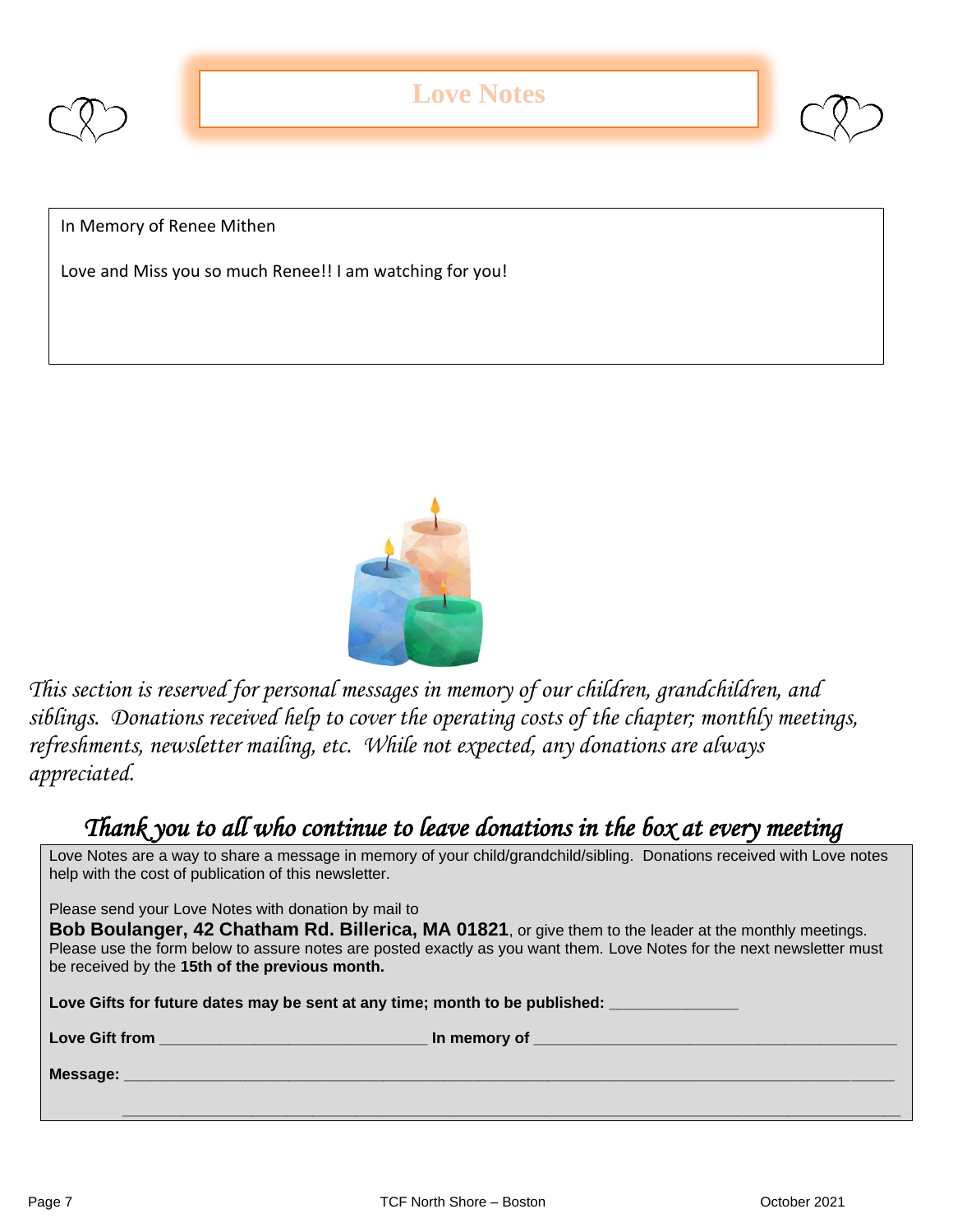# Love Notes

In Memory of Renee Mithen

Love and Miss you so much Renee!! I am watching for you!

*This section is reserved for personal messages in memory of our children, grandchildren, and siblings. Donations received help to cover the operating costs of the chapter; monthly meetings, refreshments, newsletter mailing, etc. While not expected, any donations are always appreciated.*

## *Thank you to all who continue to leave donations in the box at every meeting*

Love Notes are a way to share a message in memory of your child/grandchild/sibling. Donations received with Love notes help with the cost of publication of this newsletter.

Please send your Love Notes with donation by mail to
**Bob Boulanger, 42 Chatham Rd. Billerica, MA 01821**, or give them to the leader at the monthly meetings. Please use the form below to assure notes are posted exactly as you want them. Love Notes for the next newsletter must be received by the **15th of the previous month.**

**Love Gifts for future dates may be sent at any time; month to be published:** _______________

**Love Gift from** _______________________________ **In memory of** __________________________________________

**Message:** ____________________________________________________________________________________

__________________________________________________________________________________________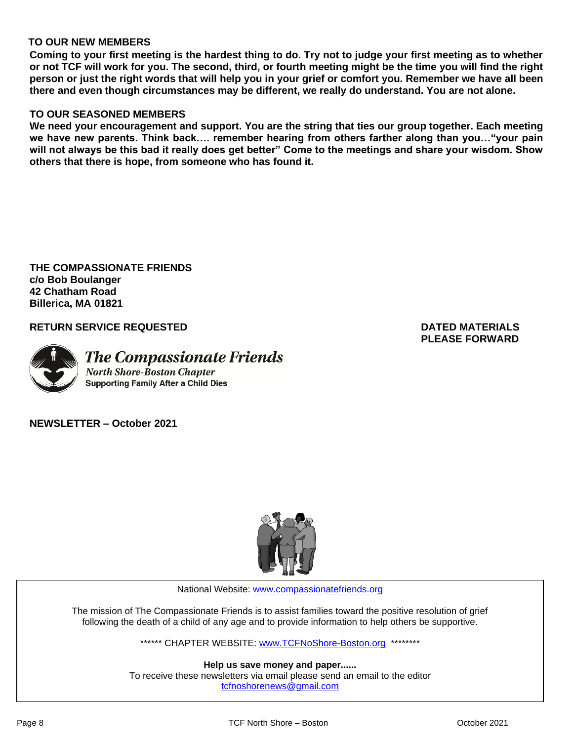## TO OUR NEW MEMBERS

**Coming to your first meeting is the hardest thing to do. Try not to judge your first meeting as to whether or not TCF will work for you. The second, third, or fourth meeting might be the time you will find the right person or just the right words that will help you in your grief or comfort you. Remember we have all been there and even though circumstances may be different, we really do understand. You are not alone.**

## TO OUR SEASONED MEMBERS

**We need your encouragement and support. You are the string that ties our group together. Each meeting we have new parents. Think back…. remember hearing from others farther along than you…"your pain will not always be this bad it really does get better" Come to the meetings and share your wisdom. Show others that there is hope, from someone who has found it.**

**THE COMPASSIONATE FRIENDS**
**c/o Bob Boulanger**
**42 Chatham Road**
**Billerica, MA 01821**

**RETURN SERVICE REQUESTED**

**DATED MATERIALS**
**PLEASE FORWARD**

***The Compassionate Friends***
***North Shore-Boston Chapter***
**Supporting Family After a Child Dies**

**NEWSLETTER – October 2021**

National Website: www.compassionatefriends.org

The mission of The Compassionate Friends is to assist families toward the positive resolution of grief following the death of a child of any age and to provide information to help others be supportive.

****** CHAPTER WEBSITE: www.TCFNoShore-Boston.org ********

**Help us save money and paper......**
To receive these newsletters via email please send an email to the editor
tcfnoshorenews@gmail.com